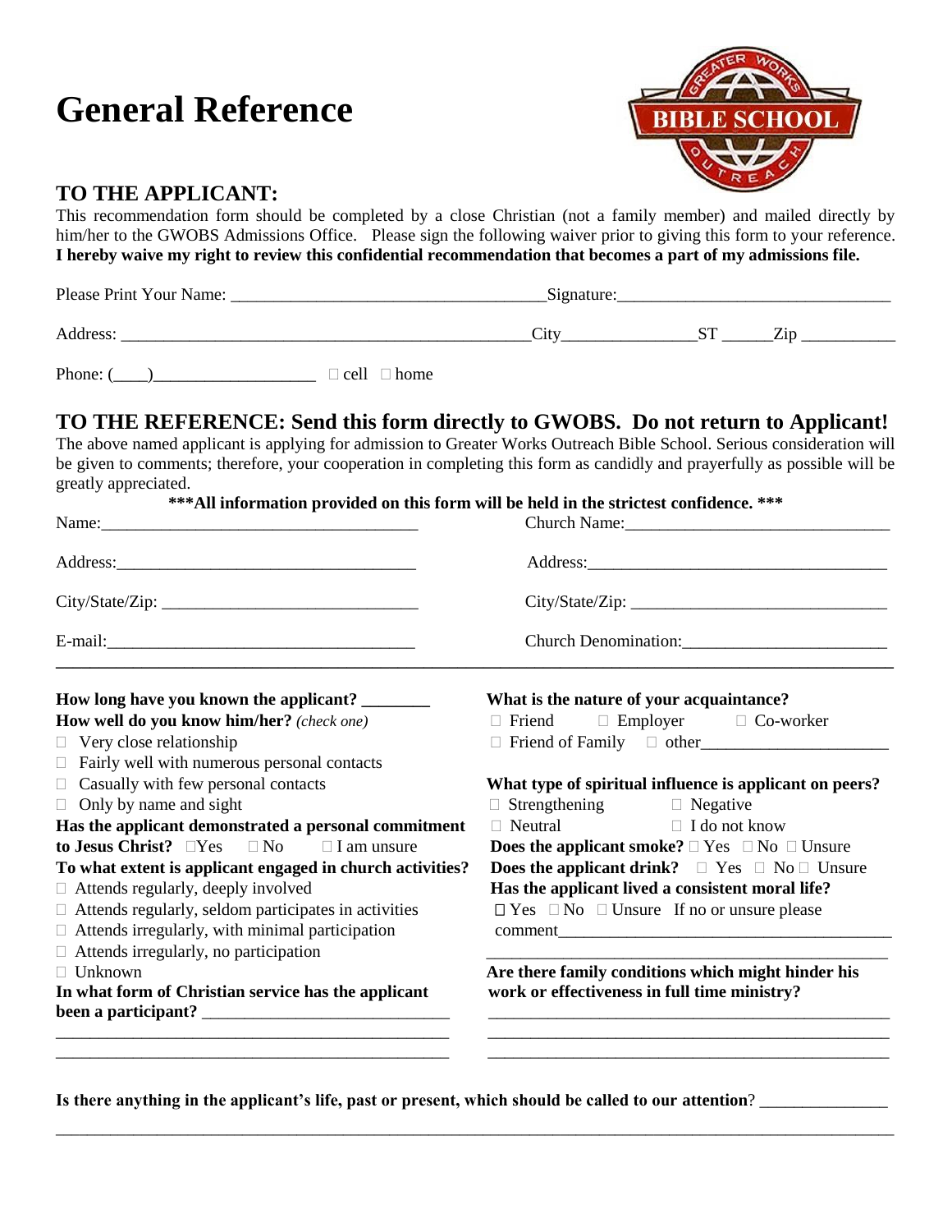# General Reference

## TO THE APPLICANT:

This recommendation form should be completed by a close Christian (not a family member) and mailed directly by him/her to the GWOBS Admissions Office. Please sign the following waiver prior to giving this form to your reference. **I hereby waive my right to review this confidential recommendation that becomes a part of my admissions file.**

Please Print Your Name: ____________________________________ Signature: ________________________________

Address: ________________________________________________ City _______________ ST ______ Zip ___________

Phone: (____)___________________ ☐ cell ☐ home

## TO THE REFERENCE: Send this form directly to GWOBS. Do not return to Applicant!

The above named applicant is applying for admission to Greater Works Outreach Bible School. Serious consideration will be given to comments; therefore, your cooperation in completing this form as candidly and prayerfully as possible will be greatly appreciated.

**\*\*\*All information provided on this form will be held in the strictest confidence. \*\*\***

Name: ____________________________________

Address: __________________________________

City/State/Zip: ____________________________

E-mail: ___________________________________

Church Name: ______________________________

Address: __________________________________

City/State/Zip: ____________________________

Church Denomination: _______________________

---

**How long have you known the applicant?** ________

**How well do you know him/her?** *(check one)*

- ☐ Very close relationship
- ☐ Fairly well with numerous personal contacts
- ☐ Casually with few personal contacts
- ☐ Only by name and sight

**Has the applicant demonstrated a personal commitment to Jesus Christ?** ☐ Yes ☐ No ☐ I am unsure

**To what extent is applicant engaged in church activities?**

- ☐ Attends regularly, deeply involved
- ☐ Attends regularly, seldom participates in activities
- ☐ Attends irregularly, with minimal participation
- ☐ Attends irregularly, no participation
- ☐ Unknown

**In what form of Christian service has the applicant been a participant?** ____________________________

_______________________________________________

_______________________________________________

**What is the nature of your acquaintance?**

☐ Friend ☐ Employer ☐ Co-worker
☐ Friend of Family ☐ other _____________________

**What type of spiritual influence is applicant on peers?**

☐ Strengthening ☐ Negative
☐ Neutral ☐ I do not know

**Does the applicant smoke?** ☐ Yes ☐ No ☐ Unsure

**Does the applicant drink?** ☐ Yes ☐ No ☐ Unsure

**Has the applicant lived a consistent moral life?**

☐ Yes ☐ No ☐ Unsure If no or unsure please comment _______________________________________

_______________________________________________

**Are there family conditions which might hinder his work or effectiveness in full time ministry?**

_______________________________________________

_______________________________________________

_______________________________________________

**Is there anything in the applicant's life, past or present, which should be called to our attention**? _______________

_______________________________________________________________________________________________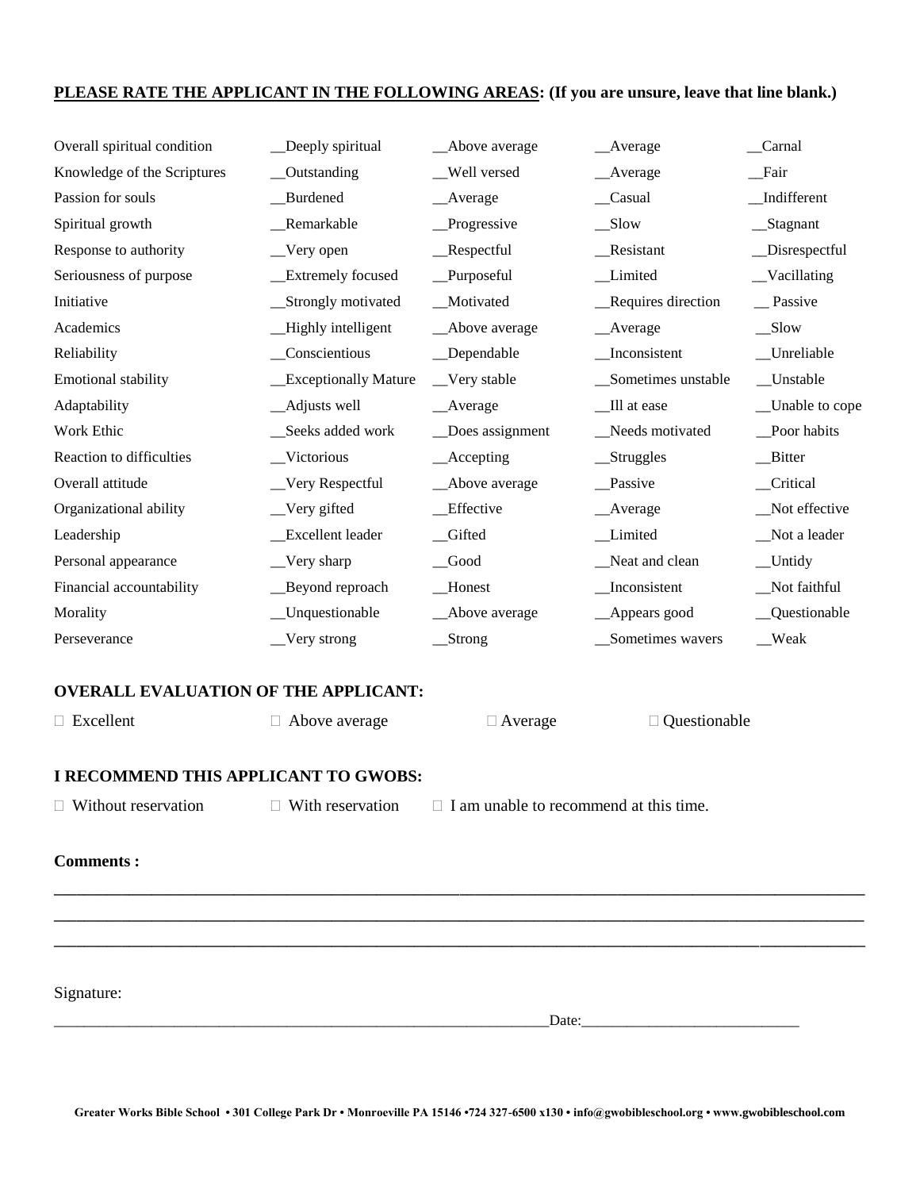**PLEASE RATE THE APPLICANT IN THE FOLLOWING AREAS: (If you are unsure, leave that line blank.)**

| | | | | |
|---|---|---|---|---|
| Overall spiritual condition | __Deeply spiritual | __Above average | __Average | __Carnal |
| Knowledge of the Scriptures | __Outstanding | __Well versed | __Average | __Fair |
| Passion for souls | __Burdened | __Average | __Casual | __Indifferent |
| Spiritual growth | __Remarkable | __Progressive | __Slow | __Stagnant |
| Response to authority | __Very open | __Respectful | __Resistant | __Disrespectful |
| Seriousness of purpose | __Extremely focused | __Purposeful | __Limited | __Vacillating |
| Initiative | __Strongly motivated | __Motivated | __Requires direction | __ Passive |
| Academics | __Highly intelligent | __Above average | __Average | __Slow |
| Reliability | __Conscientious | __Dependable | __Inconsistent | __Unreliable |
| Emotional stability | __Exceptionally Mature | __Very stable | __Sometimes unstable | __Unstable |
| Adaptability | __Adjusts well | __Average | __Ill at ease | __Unable to cope |
| Work Ethic | __Seeks added work | __Does assignment | __Needs motivated | __Poor habits |
| Reaction to difficulties | __Victorious | __Accepting | __Struggles | __Bitter |
| Overall attitude | __Very Respectful | __Above average | __Passive | __Critical |
| Organizational ability | __Very gifted | __Effective | __Average | __Not effective |
| Leadership | __Excellent leader | __Gifted | __Limited | __Not a leader |
| Personal appearance | __Very sharp | __Good | __Neat and clean | __Untidy |
| Financial accountability | __Beyond reproach | __Honest | __Inconsistent | __Not faithful |
| Morality | __Unquestionable | __Above average | __Appears good | __Questionable |
| Perseverance | __Very strong | __Strong | __Sometimes wavers | __Weak |

**OVERALL EVALUATION OF THE APPLICANT:**

☐ Excellent ☐ Above average ☐ Average ☐ Questionable

**I RECOMMEND THIS APPLICANT TO GWOBS:**

☐ Without reservation ☐ With reservation ☐ I am unable to recommend at this time.

**Comments :**

________________________________________________________________________________________________

________________________________________________________________________________________________

________________________________________________________________________________________________

Signature:

_________________________________________________________________Date:____________________________

**Greater Works Bible School • 301 College Park Dr • Monroeville PA 15146 •724 327-6500 x130 • info@gwobibleschool.org • www.gwobibleschool.com**